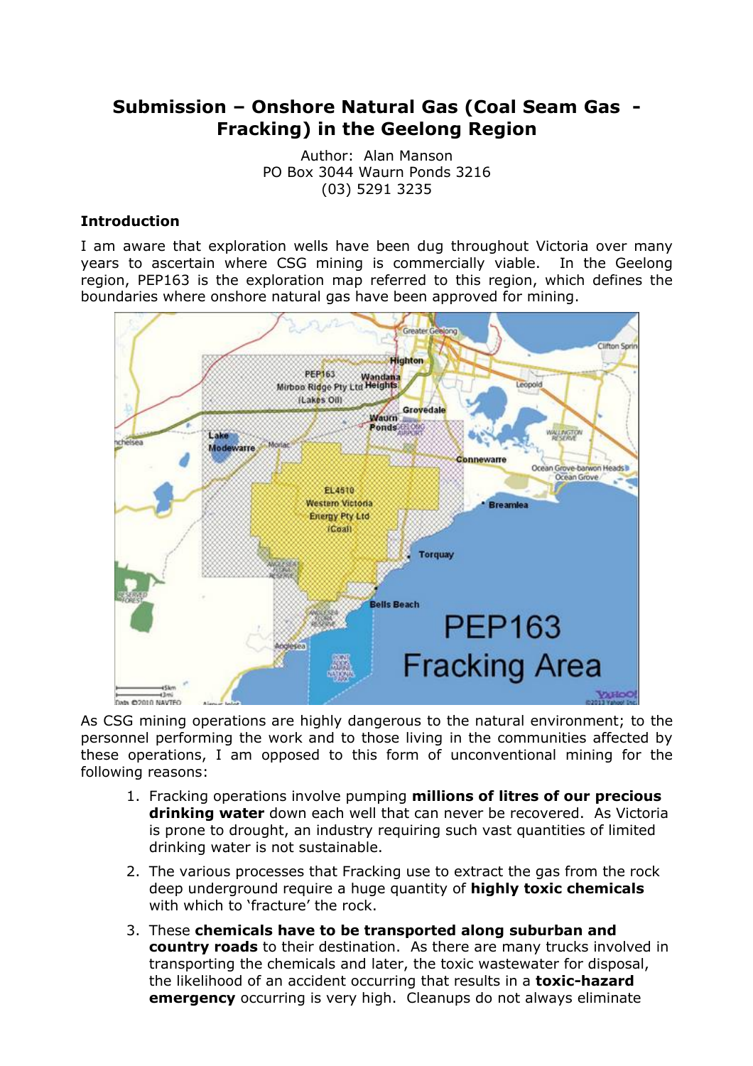# Submission – Onshore Natural Gas (Coal Seam Gas - Fracking) in the Geelong Region

Author: Alan Manson
PO Box 3044 Waurn Ponds 3216
(03) 5291 3235

### Introduction

I am aware that exploration wells have been dug throughout Victoria over many years to ascertain where CSG mining is commercially viable. In the Geelong region, PEP163 is the exploration map referred to this region, which defines the boundaries where onshore natural gas have been approved for mining.

As CSG mining operations are highly dangerous to the natural environment; to the personnel performing the work and to those living in the communities affected by these operations, I am opposed to this form of unconventional mining for the following reasons:

1. Fracking operations involve pumping **millions of litres of our precious drinking water** down each well that can never be recovered. As Victoria is prone to drought, an industry requiring such vast quantities of limited drinking water is not sustainable.
2. The various processes that Fracking use to extract the gas from the rock deep underground require a huge quantity of **highly toxic chemicals** with which to 'fracture' the rock.
3. These **chemicals have to be transported along suburban and country roads** to their destination. As there are many trucks involved in transporting the chemicals and later, the toxic wastewater for disposal, the likelihood of an accident occurring that results in a **toxic-hazard emergency** occurring is very high. Cleanups do not always eliminate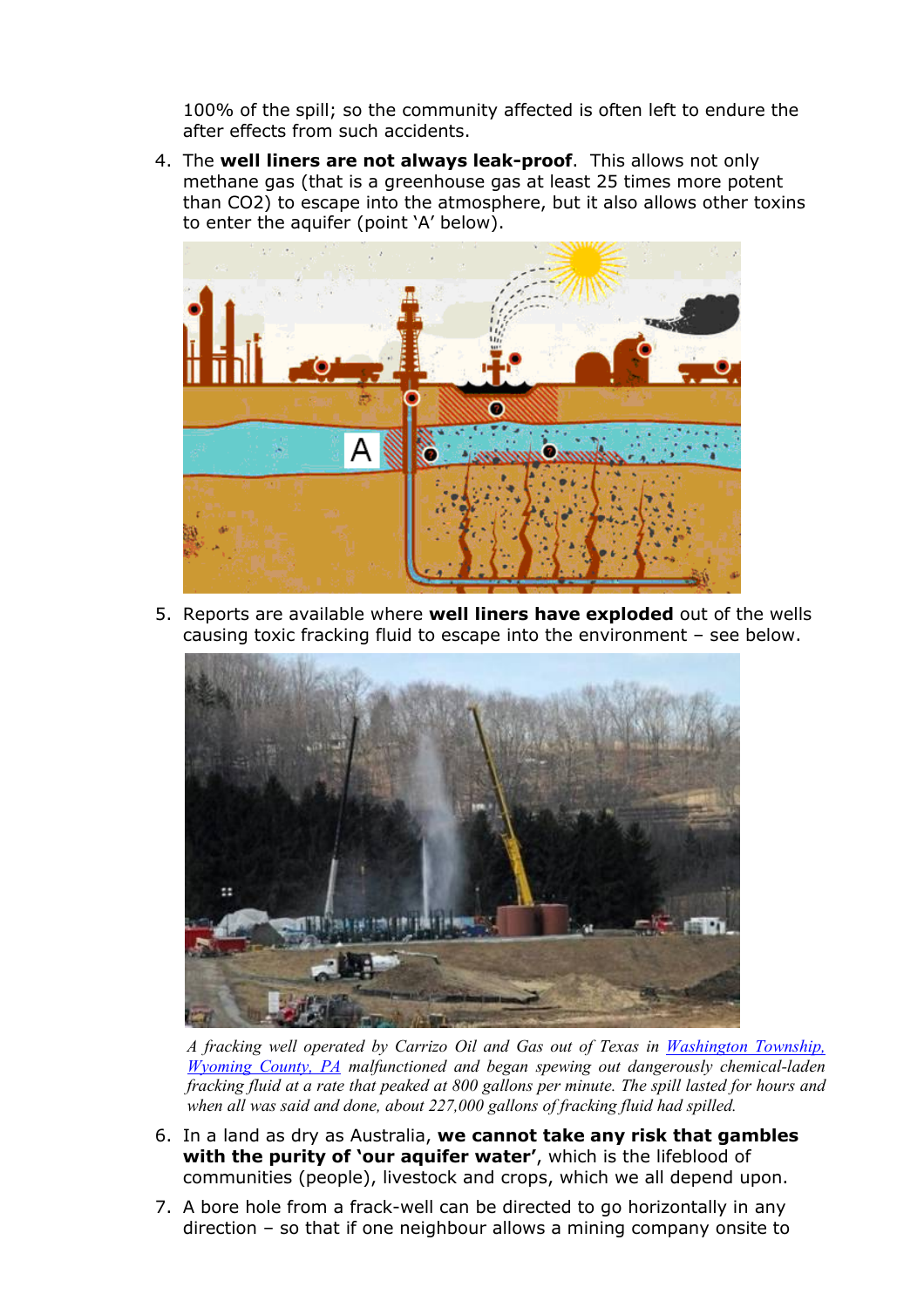100% of the spill; so the community affected is often left to endure the after effects from such accidents.

4. The **well liners are not always leak-proof**. This allows not only methane gas (that is a greenhouse gas at least 25 times more potent than $CO_2$) to escape into the atmosphere, but it also allows other toxins to enter the aquifer (point 'A' below).

5. Reports are available where **well liners have exploded** out of the wells causing toxic fracking fluid to escape into the environment – see below.

   *A fracking well operated by Carrizo Oil and Gas out of Texas in [Washington Township, Wyoming County, PA]() malfunctioned and began spewing out dangerously chemical-laden fracking fluid at a rate that peaked at 800 gallons per minute. The spill lasted for hours and when all was said and done, about 227,000 gallons of fracking fluid had spilled.*

6. In a land as dry as Australia, **we cannot take any risk that gambles with the purity of 'our aquifer water'**, which is the lifeblood of communities (people), livestock and crops, which we all depend upon.

7. A bore hole from a frack-well can be directed to go horizontally in any direction – so that if one neighbour allows a mining company onsite to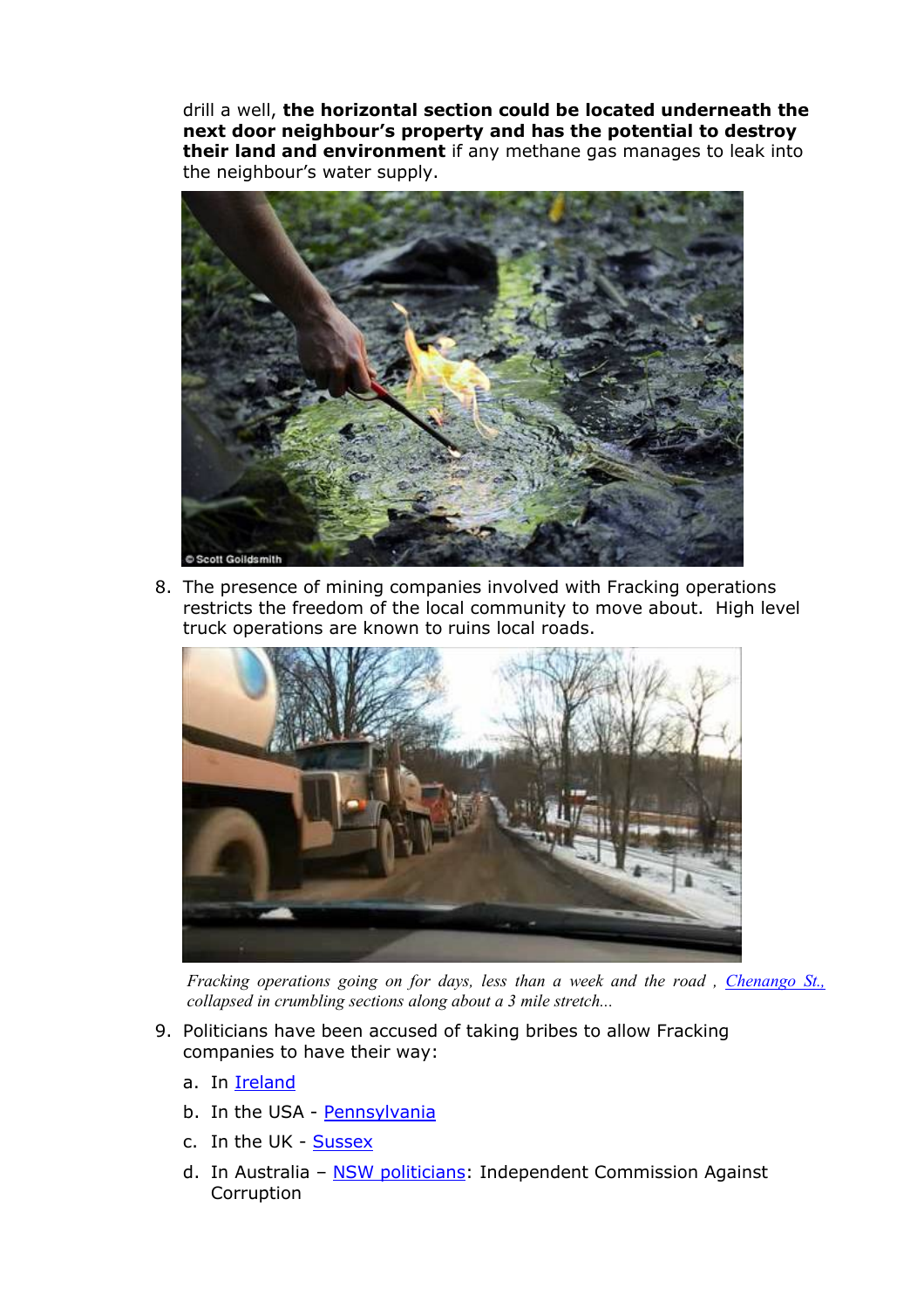drill a well, **the horizontal section could be located underneath the next door neighbour's property and has the potential to destroy their land and environment** if any methane gas manages to leak into the neighbour's water supply.

8. The presence of mining companies involved with Fracking operations restricts the freedom of the local community to move about. High level truck operations are known to ruins local roads.

*Fracking operations going on for days, less than a week and the road , Chenango St., collapsed in crumbling sections along about a 3 mile stretch...*

9. Politicians have been accused of taking bribes to allow Fracking companies to have their way:
   a. In Ireland
   b. In the USA - Pennsylvania
   c. In the UK - Sussex
   d. In Australia – NSW politicians: Independent Commission Against Corruption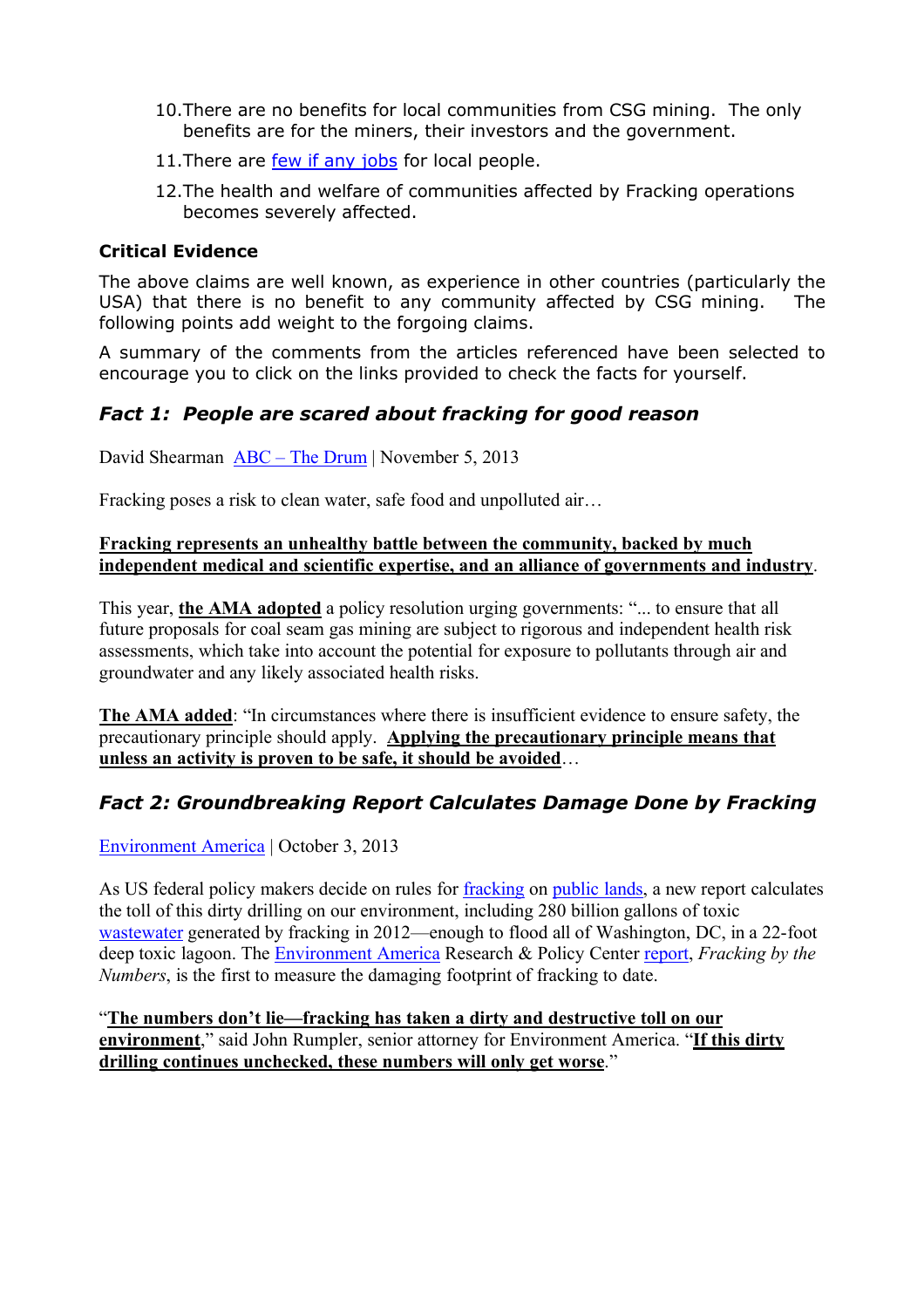10. There are no benefits for local communities from CSG mining. The only benefits are for the miners, their investors and the government.
11. There are few if any jobs for local people.
12. The health and welfare of communities affected by Fracking operations becomes severely affected.

**Critical Evidence**

The above claims are well known, as experience in other countries (particularly the USA) that there is no benefit to any community affected by CSG mining. The following points add weight to the forgoing claims.

A summary of the comments from the articles referenced have been selected to encourage you to click on the links provided to check the facts for yourself.

### *Fact 1: People are scared about fracking for good reason*

David Shearman ABC – The Drum | November 5, 2013

Fracking poses a risk to clean water, safe food and unpolluted air…

**Fracking represents an unhealthy battle between the community, backed by much independent medical and scientific expertise, and an alliance of governments and industry**.

This year, **the AMA adopted** a policy resolution urging governments: "... to ensure that all future proposals for coal seam gas mining are subject to rigorous and independent health risk assessments, which take into account the potential for exposure to pollutants through air and groundwater and any likely associated health risks.

**The AMA added**: "In circumstances where there is insufficient evidence to ensure safety, the precautionary principle should apply. **Applying the precautionary principle means that unless an activity is proven to be safe, it should be avoided**…

### *Fact 2: Groundbreaking Report Calculates Damage Done by Fracking*

Environment America | October 3, 2013

As US federal policy makers decide on rules for fracking on public lands, a new report calculates the toll of this dirty drilling on our environment, including 280 billion gallons of toxic wastewater generated by fracking in 2012—enough to flood all of Washington, DC, in a 22-foot deep toxic lagoon. The Environment America Research & Policy Center report, *Fracking by the Numbers*, is the first to measure the damaging footprint of fracking to date.

"**The numbers don't lie—fracking has taken a dirty and destructive toll on our environment**," said John Rumpler, senior attorney for Environment America. "**If this dirty drilling continues unchecked, these numbers will only get worse**."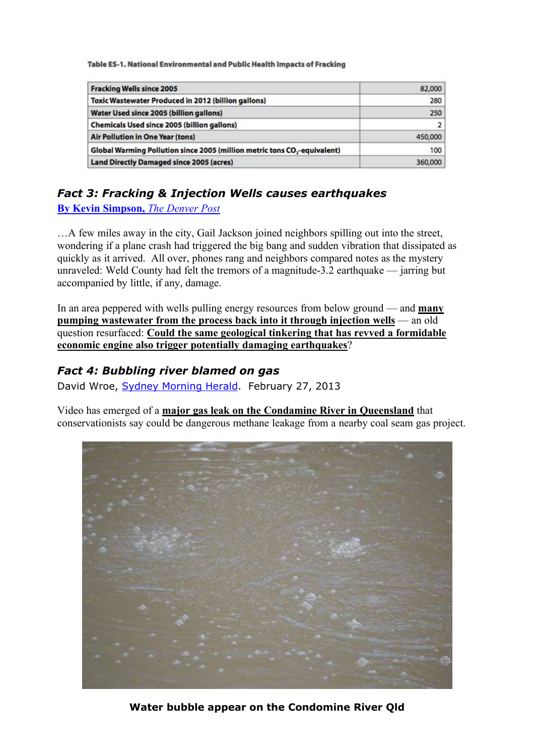**Table ES-1. National Environmental and Public Health Impacts of Fracking**

| | |
|---|---:|
| Fracking Wells since 2005 | 82,000 |
| Toxic Wastewater Produced in 2012 (billion gallons) | 280 |
| Water Used since 2005 (billion gallons) | 250 |
| Chemicals Used since 2005 (billion gallons) | 2 |
| Air Pollution in One Year (tons) | 450,000 |
| Global Warming Pollution since 2005 (million metric tons $CO_2$-equivalent) | 100 |
| Land Directly Damaged since 2005 (acres) | 360,000 |

### *Fact 3: Fracking & Injection Wells causes earthquakes*

**By Kevin Simpson,** *The Denver Post*

…A few miles away in the city, Gail Jackson joined neighbors spilling out into the street, wondering if a plane crash had triggered the big bang and sudden vibration that dissipated as quickly as it arrived. All over, phones rang and neighbors compared notes as the mystery unraveled: Weld County had felt the tremors of a magnitude-3.2 earthquake — jarring but accompanied by little, if any, damage.

In an area peppered with wells pulling energy resources from below ground — and **many pumping wastewater from the process back into it through injection wells** — an old question resurfaced: **Could the same geological tinkering that has revved a formidable economic engine also trigger potentially damaging earthquakes**?

### *Fact 4: Bubbling river blamed on gas*

David Wroe, Sydney Morning Herald. February 27, 2013

Video has emerged of a **major gas leak on the Condamine River in Queensland** that conservationists say could be dangerous methane leakage from a nearby coal seam gas project.

**Water bubble appear on the Condomine River Qld**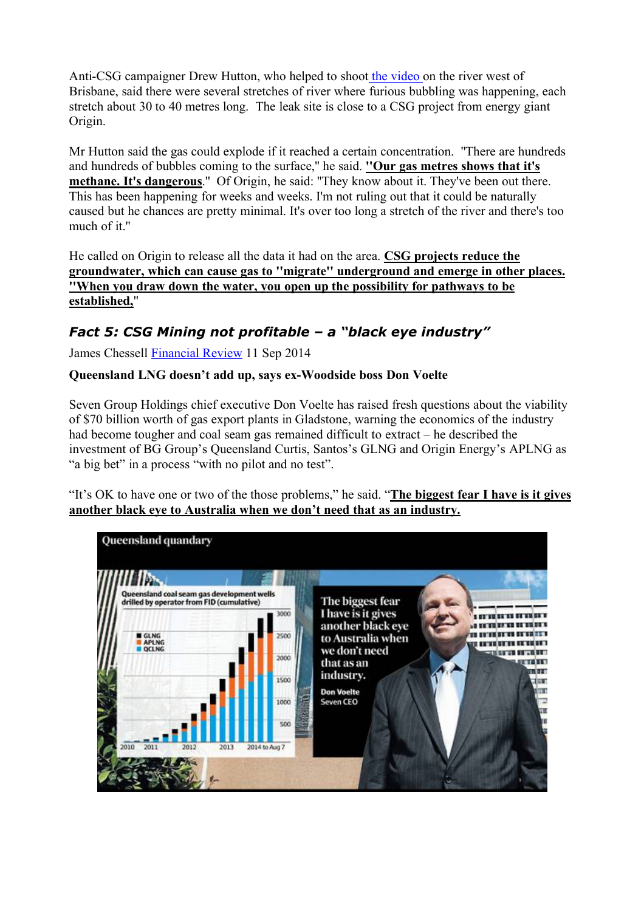Anti-CSG campaigner Drew Hutton, who helped to shoot the video on the river west of Brisbane, said there were several stretches of river where furious bubbling was happening, each stretch about 30 to 40 metres long. The leak site is close to a CSG project from energy giant Origin.

Mr Hutton said the gas could explode if it reached a certain concentration. "There are hundreds and hundreds of bubbles coming to the surface," he said. **"Our gas metres shows that it's methane. It's dangerous**." Of Origin, he said: "They know about it. They've been out there. This has been happening for weeks and weeks. I'm not ruling out that it could be naturally caused but he chances are pretty minimal. It's over too long a stretch of the river and there's too much of it."

He called on Origin to release all the data it had on the area. **CSG projects reduce the groundwater, which can cause gas to "migrate" underground and emerge in other places. "When you draw down the water, you open up the possibility for pathways to be established,**"

### *Fact 5: CSG Mining not profitable – a "black eye industry"*

James Chessell Financial Review 11 Sep 2014

**Queensland LNG doesn't add up, says ex-Woodside boss Don Voelte**

Seven Group Holdings chief executive Don Voelte has raised fresh questions about the viability of $70 billion worth of gas export plants in Gladstone, warning the economics of the industry had become tougher and coal seam gas remained difficult to extract – he described the investment of BG Group's Queensland Curtis, Santos's GLNG and Origin Energy's APLNG as "a big bet" in a process "with no pilot and no test".

"It's OK to have one or two of the those problems," he said. "**The biggest fear I have is it gives another black eye to Australia when we don't need that as an industry.**

Queensland quandary

Queensland coal seam gas development wells drilled by operator from FID (cumulative)

GLNG, APLNG, QCLNG

The biggest fear I have is it gives another black eye to Australia when we don't need that as an industry.

Don Voelte, Seven CEO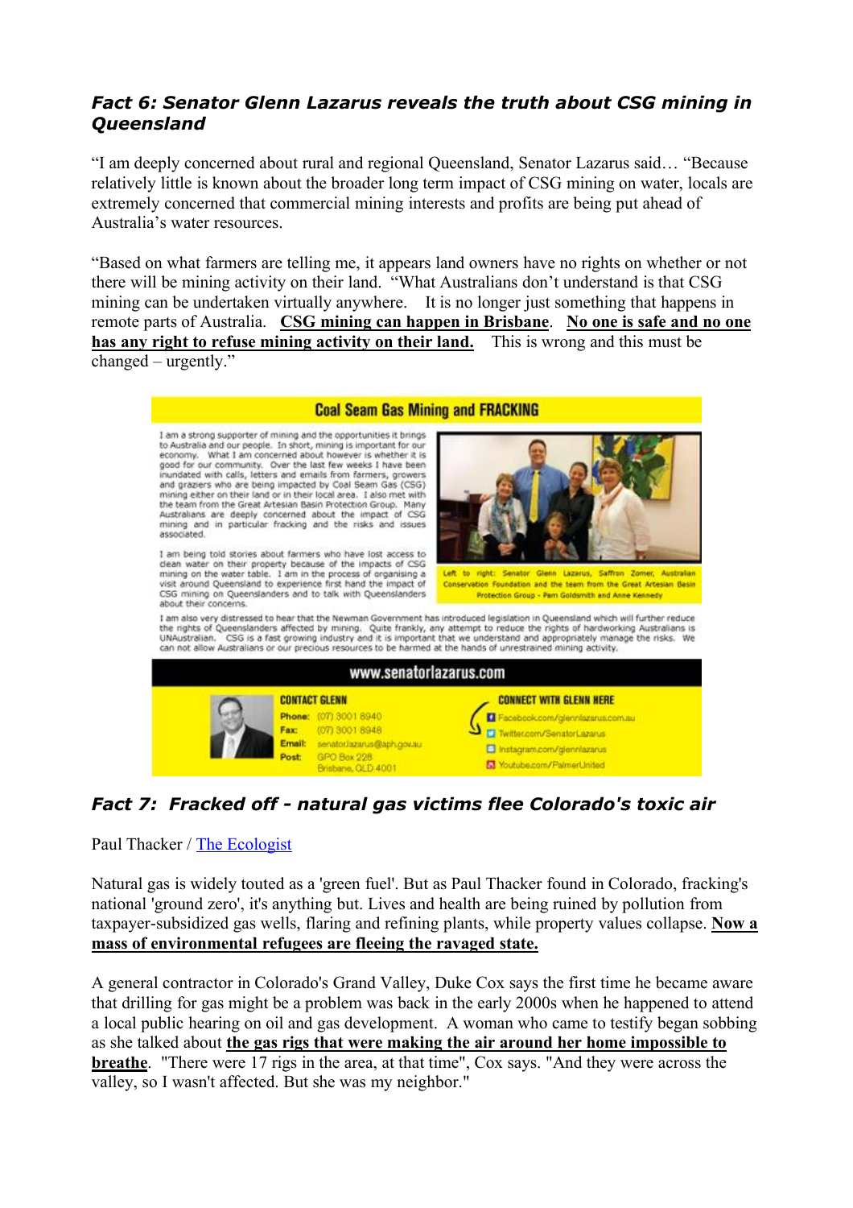### *Fact 6: Senator Glenn Lazarus reveals the truth about CSG mining in Queensland*

"I am deeply concerned about rural and regional Queensland, Senator Lazarus said… "Because relatively little is known about the broader long term impact of CSG mining on water, locals are extremely concerned that commercial mining interests and profits are being put ahead of Australia's water resources.

"Based on what farmers are telling me, it appears land owners have no rights on whether or not there will be mining activity on their land. "What Australians don't understand is that CSG mining can be undertaken virtually anywhere. It is no longer just something that happens in remote parts of Australia. **CSG mining can happen in Brisbane**. **No one is safe and no one has any right to refuse mining activity on their land.** This is wrong and this must be changed – urgently."

**Coal Seam Gas Mining and FRACKING**

I am a strong supporter of mining and the opportunities it brings to Australia and our people. In short, mining is important for our economy. What I am concerned about however is whether it is good for our community. Over the last few weeks I have been inundated with calls, letters and emails from farmers, growers and graziers who are being impacted by Coal Seam Gas (CSG) mining either on their land or in their local area. I also met with the team from the Great Artesian Basin Protection Group. Many Australians are deeply concerned about the impact of CSG mining and in particular fracking and the risks and issues associated.

I am being told stories about farmers who have lost access to clean water on their property because of the impacts of CSG mining on the water table. I am in the process of organising a visit around Queensland to experience first hand the impact of CSG mining on Queenslanders and to talk with Queenslanders about their concerns.

Left to right: Senator Glenn Lazarus, Saffron Zomer, Australian Conservation Foundation and the team from the Great Artesian Basin Protection Group - Pam Goldsmith and Anne Kennedy

I am also very distressed to hear that the Newman Government has introduced legislation in Queensland which will further reduce the rights of Queenslanders affected by mining. Quite frankly, any attempt to reduce the rights of hardworking Australians is UNAustralian. CSG is a fast growing industry and it is important that we understand and appropriately manage the risks. We can not allow Australians or our precious resources to be harmed at the hands of unrestrained mining activity.

**www.senatorlazarus.com**

**CONTACT GLENN**
Phone: (07) 3001 8940
Fax: (07) 3001 8948
Email: senator.lazarus@aph.gov.au
Post: GPO Box 228 Brisbane, QLD 4001

**CONNECT WITH GLENN HERE**
Facebook.com/glennlazarus.com.au
Twitter.com/SenatorLazarus
Instagram.com/glennlazarus
Youtube.com/PalmerUnited

### *Fact 7: Fracked off - natural gas victims flee Colorado's toxic air*

Paul Thacker / The Ecologist

Natural gas is widely touted as a 'green fuel'. But as Paul Thacker found in Colorado, fracking's national 'ground zero', it's anything but. Lives and health are being ruined by pollution from taxpayer-subsidized gas wells, flaring and refining plants, while property values collapse. **Now a mass of environmental refugees are fleeing the ravaged state.**

A general contractor in Colorado's Grand Valley, Duke Cox says the first time he became aware that drilling for gas might be a problem was back in the early 2000s when he happened to attend a local public hearing on oil and gas development. A woman who came to testify began sobbing as she talked about **the gas rigs that were making the air around her home impossible to breathe**. "There were 17 rigs in the area, at that time", Cox says. "And they were across the valley, so I wasn't affected. But she was my neighbor."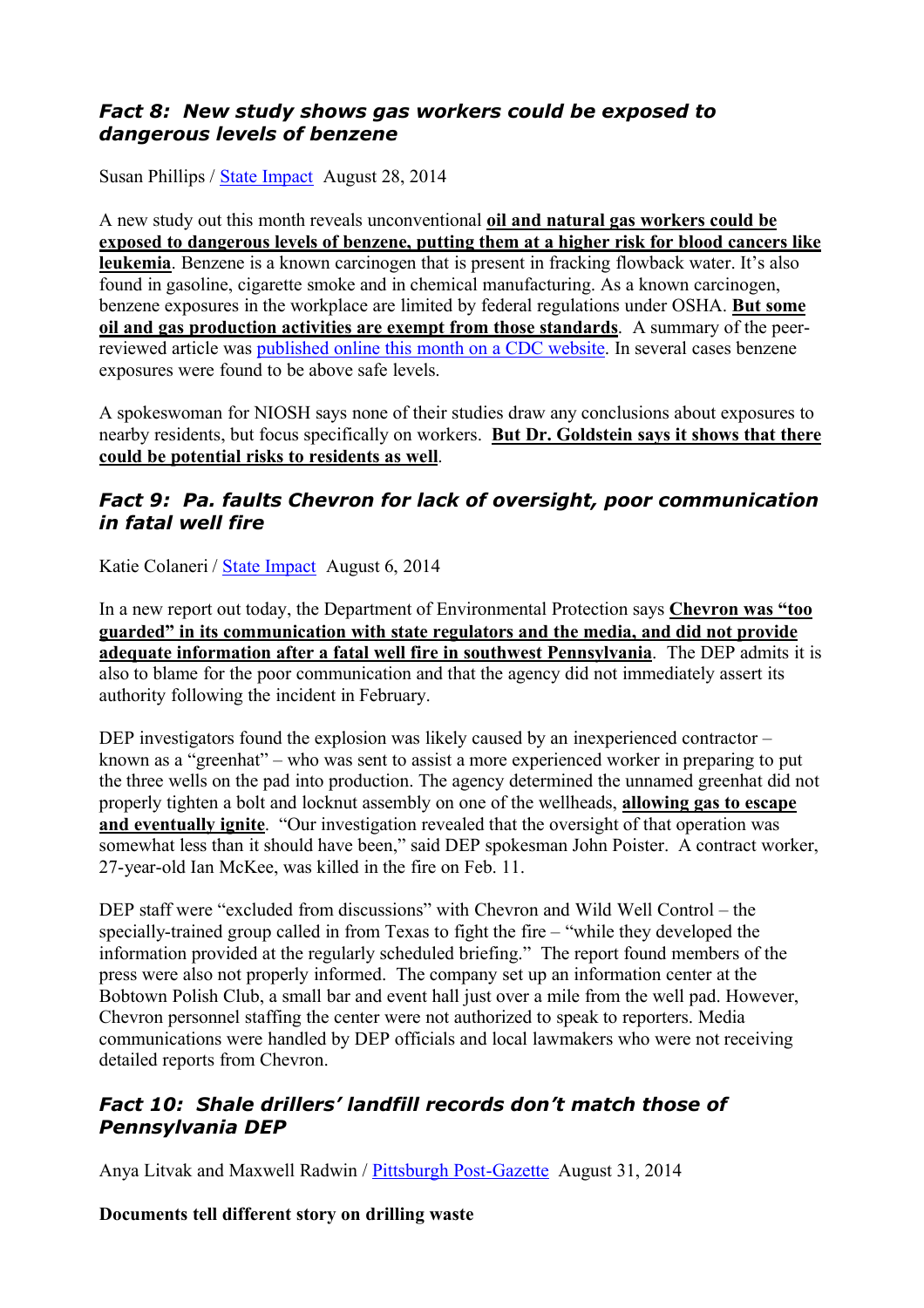### *Fact 8: New study shows gas workers could be exposed to dangerous levels of benzene*

Susan Phillips / State Impact August 28, 2014

A new study out this month reveals unconventional **oil and natural gas workers could be exposed to dangerous levels of benzene, putting them at a higher risk for blood cancers like leukemia**. Benzene is a known carcinogen that is present in fracking flowback water. It's also found in gasoline, cigarette smoke and in chemical manufacturing. As a known carcinogen, benzene exposures in the workplace are limited by federal regulations under OSHA. **But some oil and gas production activities are exempt from those standards**. A summary of the peer-reviewed article was published online this month on a CDC website. In several cases benzene exposures were found to be above safe levels.

A spokeswoman for NIOSH says none of their studies draw any conclusions about exposures to nearby residents, but focus specifically on workers. **But Dr. Goldstein says it shows that there could be potential risks to residents as well**.

### *Fact 9: Pa. faults Chevron for lack of oversight, poor communication in fatal well fire*

Katie Colaneri / State Impact August 6, 2014

In a new report out today, the Department of Environmental Protection says **Chevron was "too guarded" in its communication with state regulators and the media, and did not provide adequate information after a fatal well fire in southwest Pennsylvania**. The DEP admits it is also to blame for the poor communication and that the agency did not immediately assert its authority following the incident in February.

DEP investigators found the explosion was likely caused by an inexperienced contractor – known as a "greenhat" – who was sent to assist a more experienced worker in preparing to put the three wells on the pad into production. The agency determined the unnamed greenhat did not properly tighten a bolt and locknut assembly on one of the wellheads, **allowing gas to escape and eventually ignite**. "Our investigation revealed that the oversight of that operation was somewhat less than it should have been," said DEP spokesman John Poister. A contract worker, 27-year-old Ian McKee, was killed in the fire on Feb. 11.

DEP staff were "excluded from discussions" with Chevron and Wild Well Control – the specially-trained group called in from Texas to fight the fire – "while they developed the information provided at the regularly scheduled briefing." The report found members of the press were also not properly informed. The company set up an information center at the Bobtown Polish Club, a small bar and event hall just over a mile from the well pad. However, Chevron personnel staffing the center were not authorized to speak to reporters. Media communications were handled by DEP officials and local lawmakers who were not receiving detailed reports from Chevron.

### *Fact 10: Shale drillers' landfill records don't match those of Pennsylvania DEP*

Anya Litvak and Maxwell Radwin / Pittsburgh Post-Gazette August 31, 2014

**Documents tell different story on drilling waste**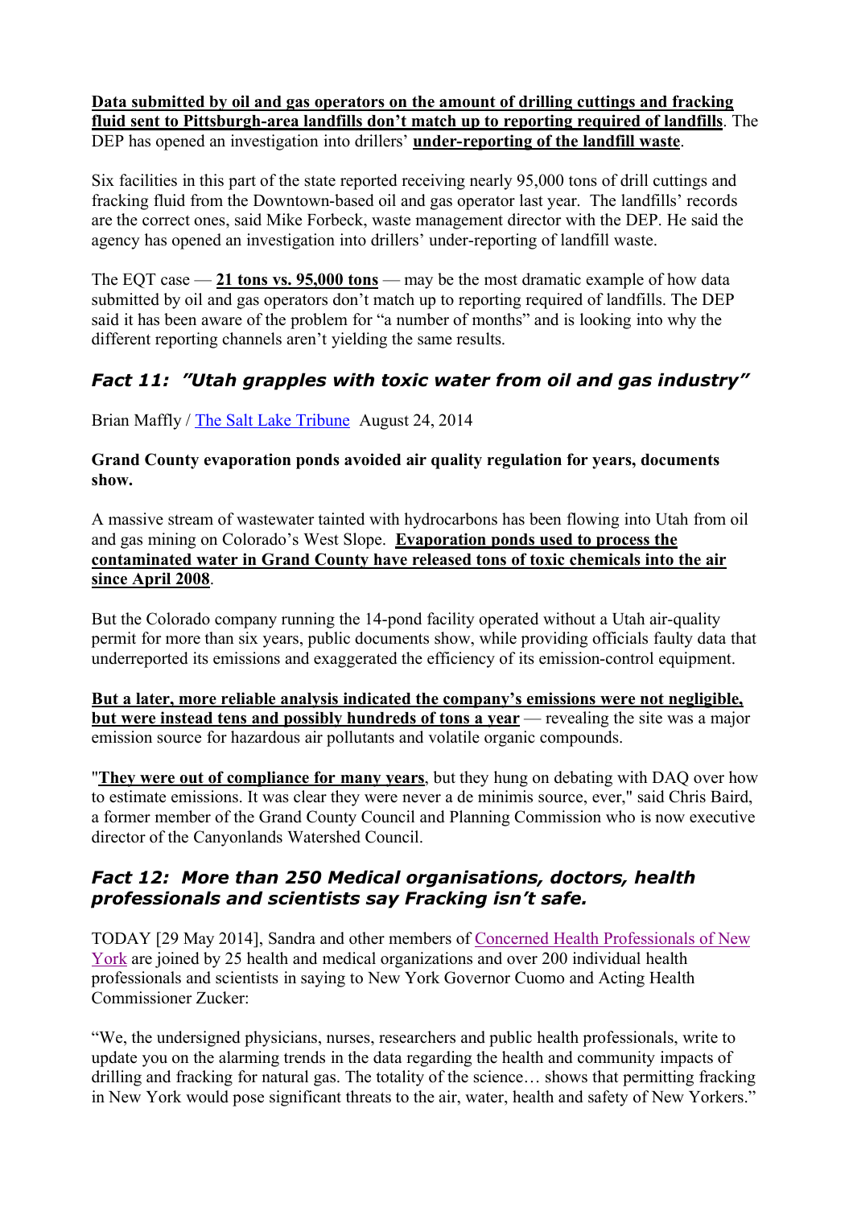**Data submitted by oil and gas operators on the amount of drilling cuttings and fracking fluid sent to Pittsburgh-area landfills don't match up to reporting required of landfills**. The DEP has opened an investigation into drillers' **under-reporting of the landfill waste**.

Six facilities in this part of the state reported receiving nearly 95,000 tons of drill cuttings and fracking fluid from the Downtown-based oil and gas operator last year. The landfills' records are the correct ones, said Mike Forbeck, waste management director with the DEP. He said the agency has opened an investigation into drillers' under-reporting of landfill waste.

The EQT case — **21 tons vs. 95,000 tons** — may be the most dramatic example of how data submitted by oil and gas operators don't match up to reporting required of landfills. The DEP said it has been aware of the problem for "a number of months" and is looking into why the different reporting channels aren't yielding the same results.

## *Fact 11: "Utah grapples with toxic water from oil and gas industry"*

Brian Maffly / The Salt Lake Tribune August 24, 2014

**Grand County evaporation ponds avoided air quality regulation for years, documents show.**

A massive stream of wastewater tainted with hydrocarbons has been flowing into Utah from oil and gas mining on Colorado's West Slope. **Evaporation ponds used to process the contaminated water in Grand County have released tons of toxic chemicals into the air since April 2008**.

But the Colorado company running the 14-pond facility operated without a Utah air-quality permit for more than six years, public documents show, while providing officials faulty data that underreported its emissions and exaggerated the efficiency of its emission-control equipment.

**But a later, more reliable analysis indicated the company's emissions were not negligible, but were instead tens and possibly hundreds of tons a year** — revealing the site was a major emission source for hazardous air pollutants and volatile organic compounds.

"**They were out of compliance for many years**, but they hung on debating with DAQ over how to estimate emissions. It was clear they were never a de minimis source, ever," said Chris Baird, a former member of the Grand County Council and Planning Commission who is now executive director of the Canyonlands Watershed Council.

## *Fact 12: More than 250 Medical organisations, doctors, health professionals and scientists say Fracking isn't safe.*

TODAY [29 May 2014], Sandra and other members of Concerned Health Professionals of New York are joined by 25 health and medical organizations and over 200 individual health professionals and scientists in saying to New York Governor Cuomo and Acting Health Commissioner Zucker:

"We, the undersigned physicians, nurses, researchers and public health professionals, write to update you on the alarming trends in the data regarding the health and community impacts of drilling and fracking for natural gas. The totality of the science… shows that permitting fracking in New York would pose significant threats to the air, water, health and safety of New Yorkers."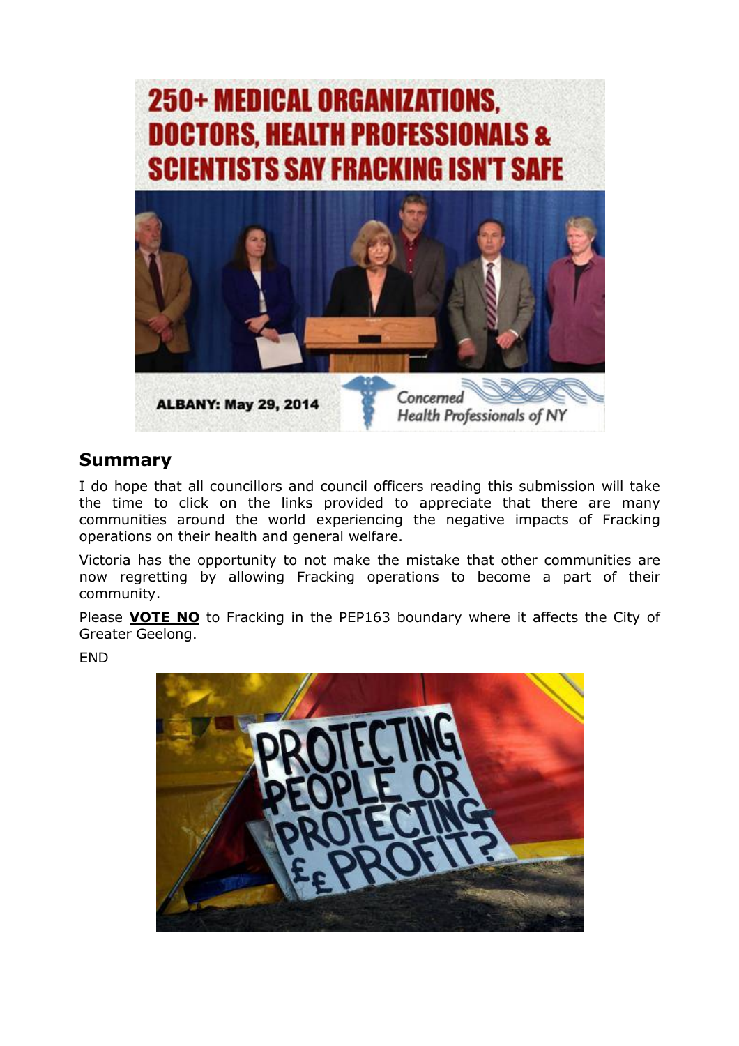## Summary

I do hope that all councillors and council officers reading this submission will take the time to click on the links provided to appreciate that there are many communities around the world experiencing the negative impacts of Fracking operations on their health and general welfare.

Victoria has the opportunity to not make the mistake that other communities are now regretting by allowing Fracking operations to become a part of their community.

Please **VOTE NO** to Fracking in the PEP163 boundary where it affects the City of Greater Geelong.

END